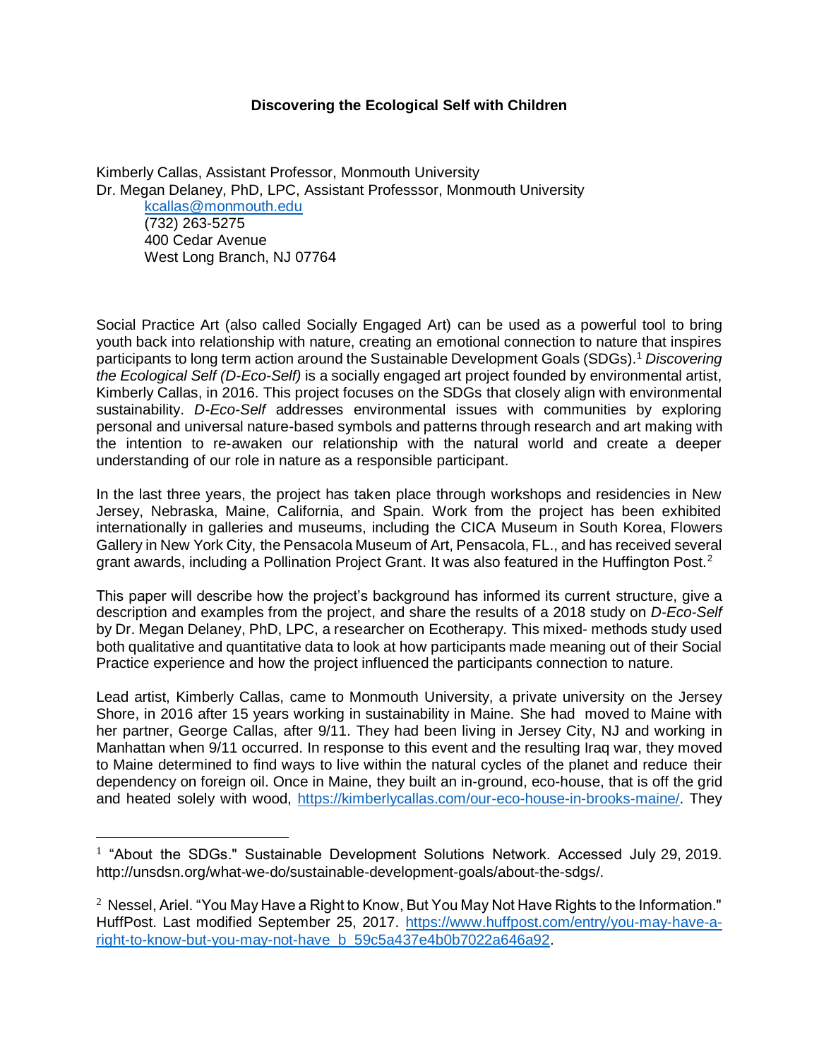**Discovering the Ecological Self with Children**

Kimberly Callas, Assistant Professor, Monmouth University
Dr. Megan Delaney, PhD, LPC, Assistant Professsor, Monmouth University

kcallas@monmouth.edu
(732) 263-5275
400 Cedar Avenue
West Long Branch, NJ 07764

Social Practice Art (also called Socially Engaged Art) can be used as a powerful tool to bring youth back into relationship with nature, creating an emotional connection to nature that inspires participants to long term action around the Sustainable Development Goals (SDGs).[1] *Discovering the Ecological Self (D-Eco-Self)* is a socially engaged art project founded by environmental artist, Kimberly Callas, in 2016. This project focuses on the SDGs that closely align with environmental sustainability. *D-Eco-Self* addresses environmental issues with communities by exploring personal and universal nature-based symbols and patterns through research and art making with the intention to re-awaken our relationship with the natural world and create a deeper understanding of our role in nature as a responsible participant.

In the last three years, the project has taken place through workshops and residencies in New Jersey, Nebraska, Maine, California, and Spain. Work from the project has been exhibited internationally in galleries and museums, including the CICA Museum in South Korea, Flowers Gallery in New York City, the Pensacola Museum of Art, Pensacola, FL., and has received several grant awards, including a Pollination Project Grant. It was also featured in the Huffington Post.[2]

This paper will describe how the project's background has informed its current structure, give a description and examples from the project, and share the results of a 2018 study on *D-Eco-Self* by Dr. Megan Delaney, PhD, LPC, a researcher on Ecotherapy. This mixed- methods study used both qualitative and quantitative data to look at how participants made meaning out of their Social Practice experience and how the project influenced the participants connection to nature.

Lead artist, Kimberly Callas, came to Monmouth University, a private university on the Jersey Shore, in 2016 after 15 years working in sustainability in Maine. She had moved to Maine with her partner, George Callas, after 9/11. They had been living in Jersey City, NJ and working in Manhattan when 9/11 occurred. In response to this event and the resulting Iraq war, they moved to Maine determined to find ways to live within the natural cycles of the planet and reduce their dependency on foreign oil. Once in Maine, they built an in-ground, eco-house, that is off the grid and heated solely with wood, https://kimberlycallas.com/our-eco-house-in-brooks-maine/. They

---

[1] "About the SDGs." Sustainable Development Solutions Network. Accessed July 29, 2019. http://unsdsn.org/what-we-do/sustainable-development-goals/about-the-sdgs/.

[2] Nessel, Ariel. "You May Have a Right to Know, But You May Not Have Rights to the Information." HuffPost. Last modified September 25, 2017. https://www.huffpost.com/entry/you-may-have-a-right-to-know-but-you-may-not-have_b_59c5a437e4b0b7022a646a92.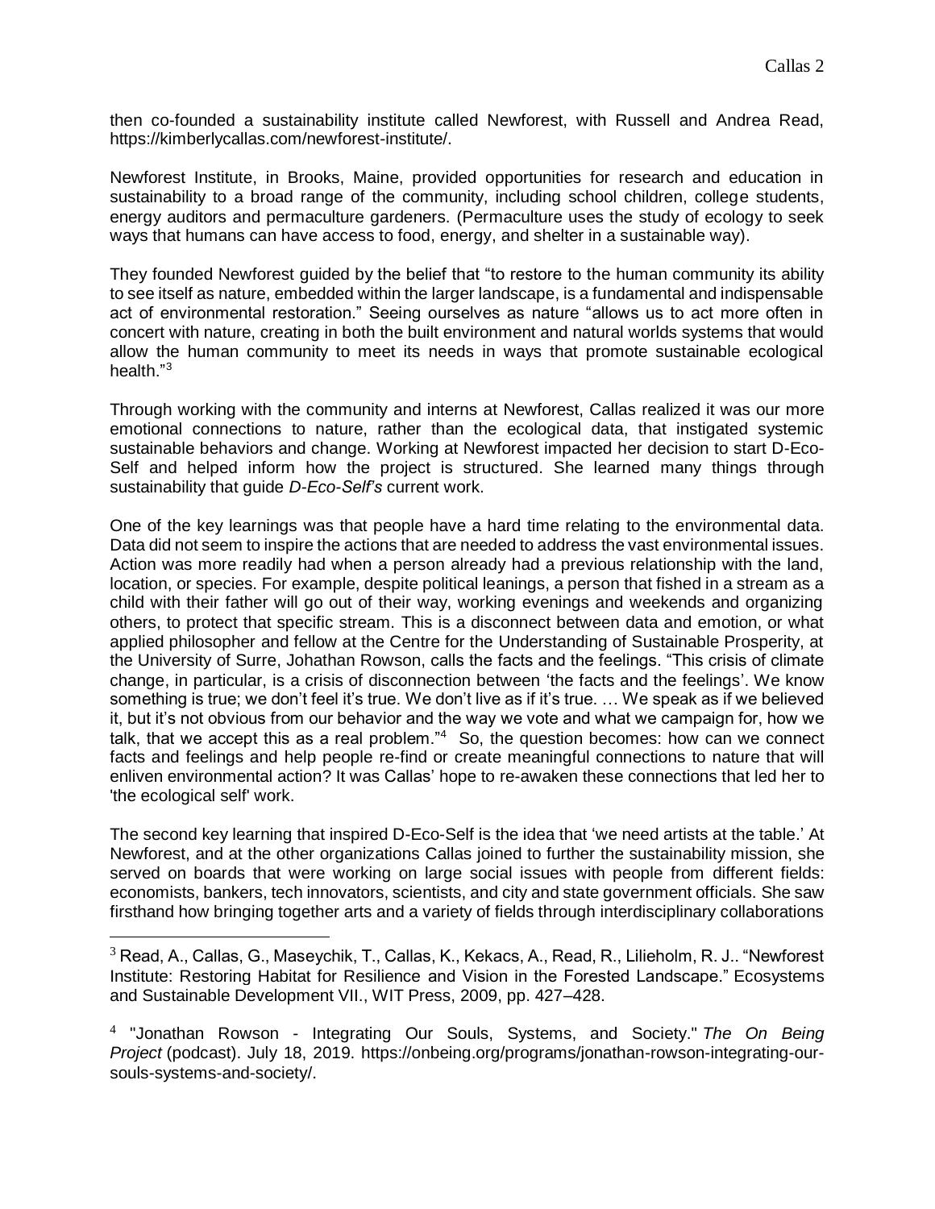then co-founded a sustainability institute called Newforest, with Russell and Andrea Read, https://kimberlycallas.com/newforest-institute/.

Newforest Institute, in Brooks, Maine, provided opportunities for research and education in sustainability to a broad range of the community, including school children, college students, energy auditors and permaculture gardeners. (Permaculture uses the study of ecology to seek ways that humans can have access to food, energy, and shelter in a sustainable way).

They founded Newforest guided by the belief that "to restore to the human community its ability to see itself as nature, embedded within the larger landscape, is a fundamental and indispensable act of environmental restoration." Seeing ourselves as nature "allows us to act more often in concert with nature, creating in both the built environment and natural worlds systems that would allow the human community to meet its needs in ways that promote sustainable ecological health."[3]

Through working with the community and interns at Newforest, Callas realized it was our more emotional connections to nature, rather than the ecological data, that instigated systemic sustainable behaviors and change. Working at Newforest impacted her decision to start D-Eco-Self and helped inform how the project is structured. She learned many things through sustainability that guide *D-Eco-Self's* current work.

One of the key learnings was that people have a hard time relating to the environmental data. Data did not seem to inspire the actions that are needed to address the vast environmental issues. Action was more readily had when a person already had a previous relationship with the land, location, or species. For example, despite political leanings, a person that fished in a stream as a child with their father will go out of their way, working evenings and weekends and organizing others, to protect that specific stream. This is a disconnect between data and emotion, or what applied philosopher and fellow at the Centre for the Understanding of Sustainable Prosperity, at the University of Surre, Johathan Rowson, calls the facts and the feelings. "This crisis of climate change, in particular, is a crisis of disconnection between 'the facts and the feelings'. We know something is true; we don't feel it's true. We don't live as if it's true. … We speak as if we believed it, but it's not obvious from our behavior and the way we vote and what we campaign for, how we talk, that we accept this as a real problem."[4] So, the question becomes: how can we connect facts and feelings and help people re-find or create meaningful connections to nature that will enliven environmental action? It was Callas' hope to re-awaken these connections that led her to 'the ecological self' work.

The second key learning that inspired D-Eco-Self is the idea that 'we need artists at the table.' At Newforest, and at the other organizations Callas joined to further the sustainability mission, she served on boards that were working on large social issues with people from different fields: economists, bankers, tech innovators, scientists, and city and state government officials. She saw firsthand how bringing together arts and a variety of fields through interdisciplinary collaborations

---

[3] Read, A., Callas, G., Maseychik, T., Callas, K., Kekacs, A., Read, R., Lilieholm, R. J.. "Newforest Institute: Restoring Habitat for Resilience and Vision in the Forested Landscape." Ecosystems and Sustainable Development VII., WIT Press, 2009, pp. 427–428.

[4] "Jonathan Rowson - Integrating Our Souls, Systems, and Society." *The On Being Project* (podcast). July 18, 2019. https://onbeing.org/programs/jonathan-rowson-integrating-our-souls-systems-and-society/.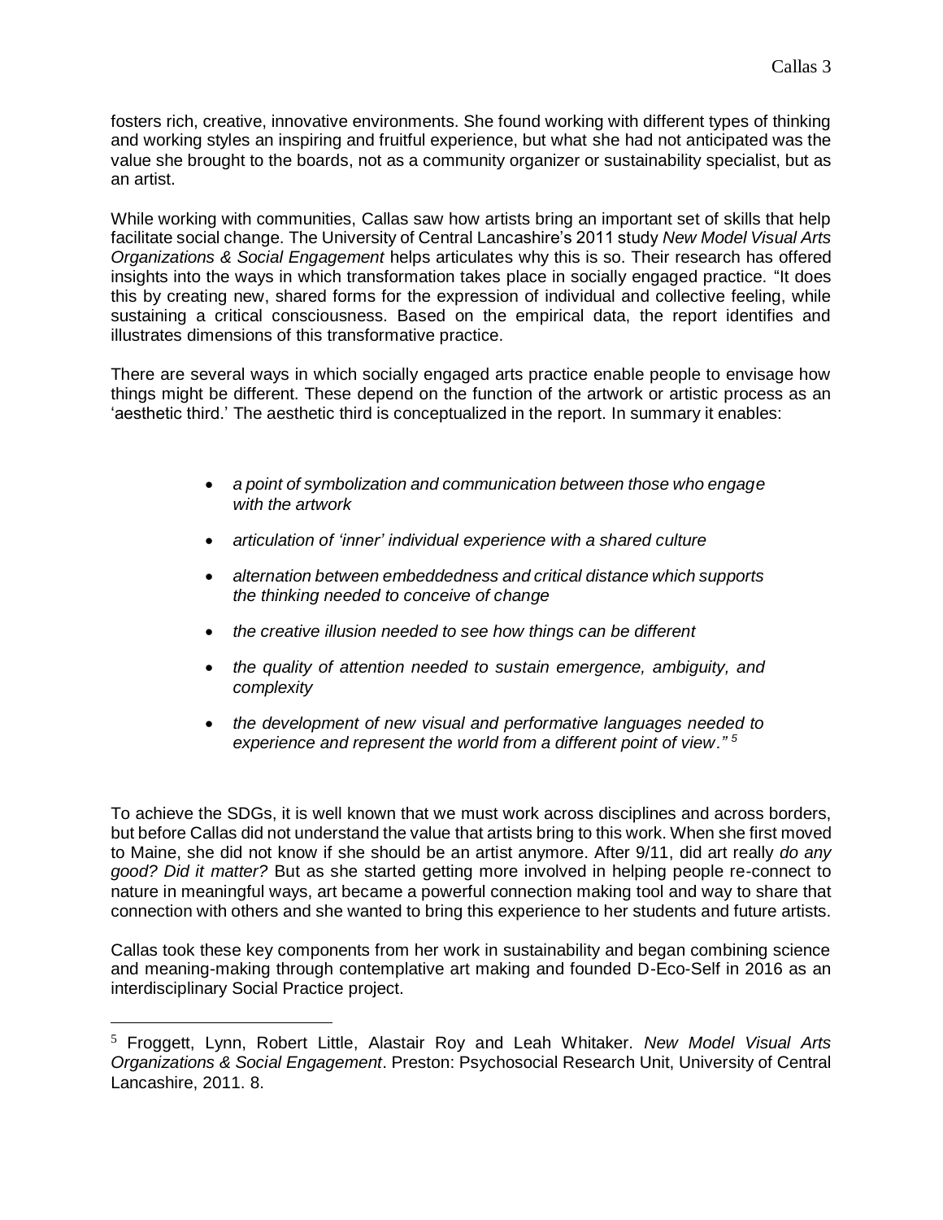fosters rich, creative, innovative environments. She found working with different types of thinking and working styles an inspiring and fruitful experience, but what she had not anticipated was the value she brought to the boards, not as a community organizer or sustainability specialist, but as an artist.

While working with communities, Callas saw how artists bring an important set of skills that help facilitate social change. The University of Central Lancashire's 2011 study *New Model Visual Arts Organizations & Social Engagement* helps articulates why this is so. Their research has offered insights into the ways in which transformation takes place in socially engaged practice. "It does this by creating new, shared forms for the expression of individual and collective feeling, while sustaining a critical consciousness. Based on the empirical data, the report identifies and illustrates dimensions of this transformative practice.

There are several ways in which socially engaged arts practice enable people to envisage how things might be different. These depend on the function of the artwork or artistic process as an 'aesthetic third.' The aesthetic third is conceptualized in the report. In summary it enables:

- *a point of symbolization and communication between those who engage with the artwork*
- *articulation of 'inner' individual experience with a shared culture*
- *alternation between embeddedness and critical distance which supports the thinking needed to conceive of change*
- *the creative illusion needed to see how things can be different*
- *the quality of attention needed to sustain emergence, ambiguity, and complexity*
- *the development of new visual and performative languages needed to experience and represent the world from a different point of view."* [5]

To achieve the SDGs, it is well known that we must work across disciplines and across borders, but before Callas did not understand the value that artists bring to this work. When she first moved to Maine, she did not know if she should be an artist anymore. After 9/11, did art really *do any good? Did it matter?* But as she started getting more involved in helping people re-connect to nature in meaningful ways, art became a powerful connection making tool and way to share that connection with others and she wanted to bring this experience to her students and future artists.

Callas took these key components from her work in sustainability and began combining science and meaning-making through contemplative art making and founded D-Eco-Self in 2016 as an interdisciplinary Social Practice project.

---

[5] Froggett, Lynn, Robert Little, Alastair Roy and Leah Whitaker. *New Model Visual Arts Organizations & Social Engagement*. Preston: Psychosocial Research Unit, University of Central Lancashire, 2011. 8.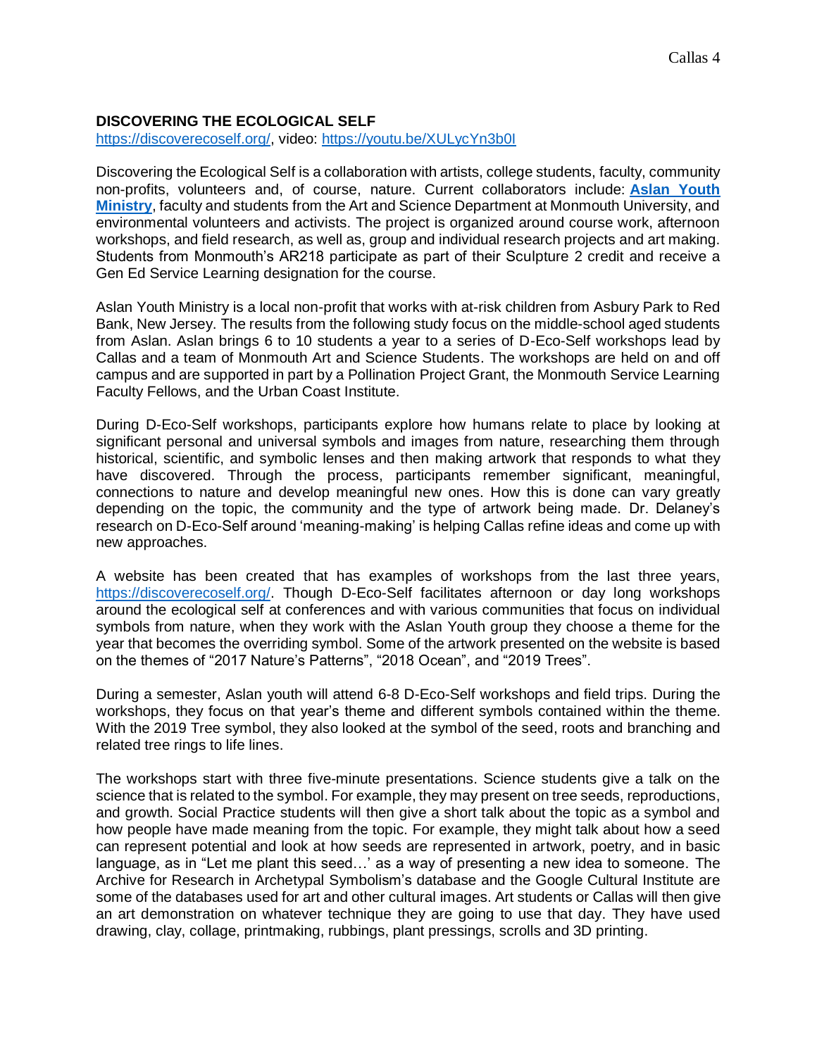**DISCOVERING THE ECOLOGICAL SELF**

https://discoverecoself.org/, video: https://youtu.be/XULycYn3b0I

Discovering the Ecological Self is a collaboration with artists, college students, faculty, community non-profits, volunteers and, of course, nature. Current collaborators include: **Aslan Youth Ministry**, faculty and students from the Art and Science Department at Monmouth University, and environmental volunteers and activists. The project is organized around course work, afternoon workshops, and field research, as well as, group and individual research projects and art making. Students from Monmouth's AR218 participate as part of their Sculpture 2 credit and receive a Gen Ed Service Learning designation for the course.

Aslan Youth Ministry is a local non-profit that works with at-risk children from Asbury Park to Red Bank, New Jersey. The results from the following study focus on the middle-school aged students from Aslan. Aslan brings 6 to 10 students a year to a series of D-Eco-Self workshops lead by Callas and a team of Monmouth Art and Science Students. The workshops are held on and off campus and are supported in part by a Pollination Project Grant, the Monmouth Service Learning Faculty Fellows, and the Urban Coast Institute.

During D-Eco-Self workshops, participants explore how humans relate to place by looking at significant personal and universal symbols and images from nature, researching them through historical, scientific, and symbolic lenses and then making artwork that responds to what they have discovered. Through the process, participants remember significant, meaningful, connections to nature and develop meaningful new ones. How this is done can vary greatly depending on the topic, the community and the type of artwork being made. Dr. Delaney's research on D-Eco-Self around 'meaning-making' is helping Callas refine ideas and come up with new approaches.

A website has been created that has examples of workshops from the last three years, https://discoverecoself.org/. Though D-Eco-Self facilitates afternoon or day long workshops around the ecological self at conferences and with various communities that focus on individual symbols from nature, when they work with the Aslan Youth group they choose a theme for the year that becomes the overriding symbol. Some of the artwork presented on the website is based on the themes of "2017 Nature's Patterns", "2018 Ocean", and "2019 Trees".

During a semester, Aslan youth will attend 6-8 D-Eco-Self workshops and field trips. During the workshops, they focus on that year's theme and different symbols contained within the theme. With the 2019 Tree symbol, they also looked at the symbol of the seed, roots and branching and related tree rings to life lines.

The workshops start with three five-minute presentations. Science students give a talk on the science that is related to the symbol. For example, they may present on tree seeds, reproductions, and growth. Social Practice students will then give a short talk about the topic as a symbol and how people have made meaning from the topic. For example, they might talk about how a seed can represent potential and look at how seeds are represented in artwork, poetry, and in basic language, as in "Let me plant this seed…' as a way of presenting a new idea to someone. The Archive for Research in Archetypal Symbolism's database and the Google Cultural Institute are some of the databases used for art and other cultural images. Art students or Callas will then give an art demonstration on whatever technique they are going to use that day. They have used drawing, clay, collage, printmaking, rubbings, plant pressings, scrolls and 3D printing.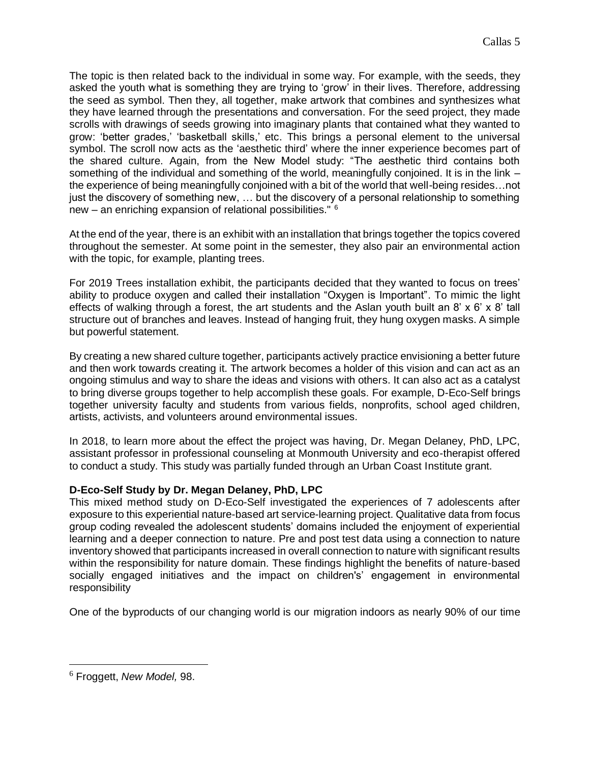The topic is then related back to the individual in some way. For example, with the seeds, they asked the youth what is something they are trying to 'grow' in their lives. Therefore, addressing the seed as symbol. Then they, all together, make artwork that combines and synthesizes what they have learned through the presentations and conversation. For the seed project, they made scrolls with drawings of seeds growing into imaginary plants that contained what they wanted to grow: 'better grades,' 'basketball skills,' etc. This brings a personal element to the universal symbol. The scroll now acts as the 'aesthetic third' where the inner experience becomes part of the shared culture. Again, from the New Model study: "The aesthetic third contains both something of the individual and something of the world, meaningfully conjoined. It is in the link – the experience of being meaningfully conjoined with a bit of the world that well-being resides…not just the discovery of something new, … but the discovery of a personal relationship to something new – an enriching expansion of relational possibilities." [6]

At the end of the year, there is an exhibit with an installation that brings together the topics covered throughout the semester. At some point in the semester, they also pair an environmental action with the topic, for example, planting trees.

For 2019 Trees installation exhibit, the participants decided that they wanted to focus on trees' ability to produce oxygen and called their installation "Oxygen is Important". To mimic the light effects of walking through a forest, the art students and the Aslan youth built an 8' x 6' x 8' tall structure out of branches and leaves. Instead of hanging fruit, they hung oxygen masks. A simple but powerful statement.

By creating a new shared culture together, participants actively practice envisioning a better future and then work towards creating it. The artwork becomes a holder of this vision and can act as an ongoing stimulus and way to share the ideas and visions with others. It can also act as a catalyst to bring diverse groups together to help accomplish these goals. For example, D-Eco-Self brings together university faculty and students from various fields, nonprofits, school aged children, artists, activists, and volunteers around environmental issues.

In 2018, to learn more about the effect the project was having, Dr. Megan Delaney, PhD, LPC, assistant professor in professional counseling at Monmouth University and eco-therapist offered to conduct a study. This study was partially funded through an Urban Coast Institute grant.

**D-Eco-Self Study by Dr. Megan Delaney, PhD, LPC**

This mixed method study on D-Eco-Self investigated the experiences of 7 adolescents after exposure to this experiential nature-based art service-learning project. Qualitative data from focus group coding revealed the adolescent students' domains included the enjoyment of experiential learning and a deeper connection to nature. Pre and post test data using a connection to nature inventory showed that participants increased in overall connection to nature with significant results within the responsibility for nature domain. These findings highlight the benefits of nature-based socially engaged initiatives and the impact on children's' engagement in environmental responsibility

One of the byproducts of our changing world is our migration indoors as nearly 90% of our time

---

[6] Froggett, *New Model,* 98.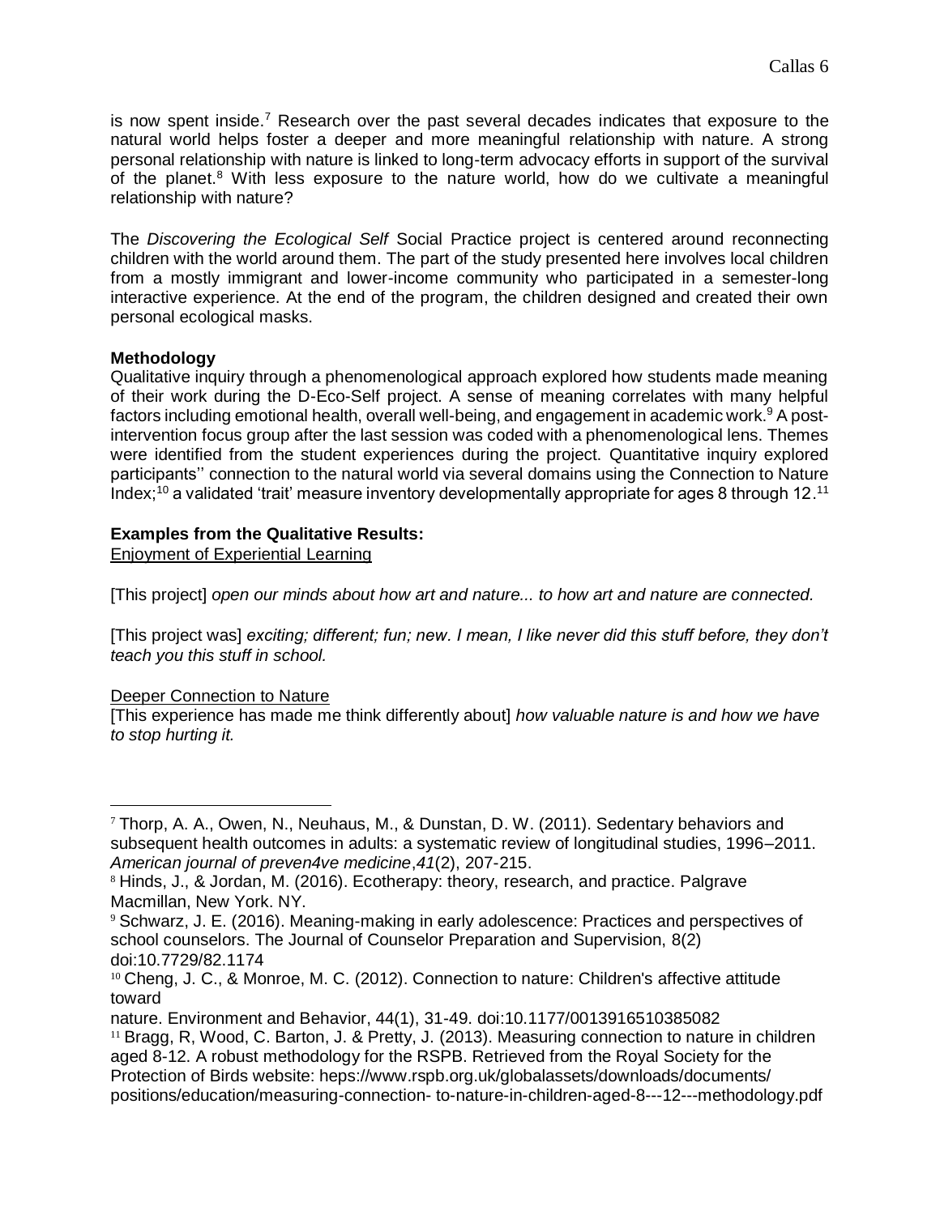is now spent inside.[7] Research over the past several decades indicates that exposure to the natural world helps foster a deeper and more meaningful relationship with nature. A strong personal relationship with nature is linked to long-term advocacy efforts in support of the survival of the planet.[8] With less exposure to the nature world, how do we cultivate a meaningful relationship with nature?

The *Discovering the Ecological Self* Social Practice project is centered around reconnecting children with the world around them. The part of the study presented here involves local children from a mostly immigrant and lower-income community who participated in a semester-long interactive experience. At the end of the program, the children designed and created their own personal ecological masks.

**Methodology**

Qualitative inquiry through a phenomenological approach explored how students made meaning of their work during the D-Eco-Self project. A sense of meaning correlates with many helpful factors including emotional health, overall well-being, and engagement in academic work.[9] A post-intervention focus group after the last session was coded with a phenomenological lens. Themes were identified from the student experiences during the project. Quantitative inquiry explored participants'' connection to the natural world via several domains using the Connection to Nature Index;[10] a validated 'trait' measure inventory developmentally appropriate for ages 8 through 12.[11]

**Examples from the Qualitative Results:**

<u>Enjoyment of Experiential Learning</u>

[This project] *open our minds about how art and nature... to how art and nature are connected.*

[This project was] *exciting; different; fun; new. I mean, I like never did this stuff before, they don't teach you this stuff in school.*

<u>Deeper Connection to Nature</u>

[This experience has made me think differently about] *how valuable nature is and how we have to stop hurting it.*

---

[7] Thorp, A. A., Owen, N., Neuhaus, M., & Dunstan, D. W. (2011). Sedentary behaviors and subsequent health outcomes in adults: a systematic review of longitudinal studies, 1996–2011. *American journal of preven4ve medicine*,*41*(2), 207-215.

[8] Hinds, J., & Jordan, M. (2016). Ecotherapy: theory, research, and practice. Palgrave Macmillan, New York. NY.

[9] Schwarz, J. E. (2016). Meaning-making in early adolescence: Practices and perspectives of school counselors. The Journal of Counselor Preparation and Supervision, 8(2) doi:10.7729/82.1174

[10] Cheng, J. C., & Monroe, M. C. (2012). Connection to nature: Children's affective attitude toward nature. Environment and Behavior, 44(1), 31-49. doi:10.1177/0013916510385082

[11] Bragg, R, Wood, C. Barton, J. & Pretty, J. (2013). Measuring connection to nature in children aged 8-12. A robust methodology for the RSPB. Retrieved from the Royal Society for the Protection of Birds website: heps://www.rspb.org.uk/globalassets/downloads/documents/ positions/education/measuring-connection- to-nature-in-children-aged-8---12---methodology.pdf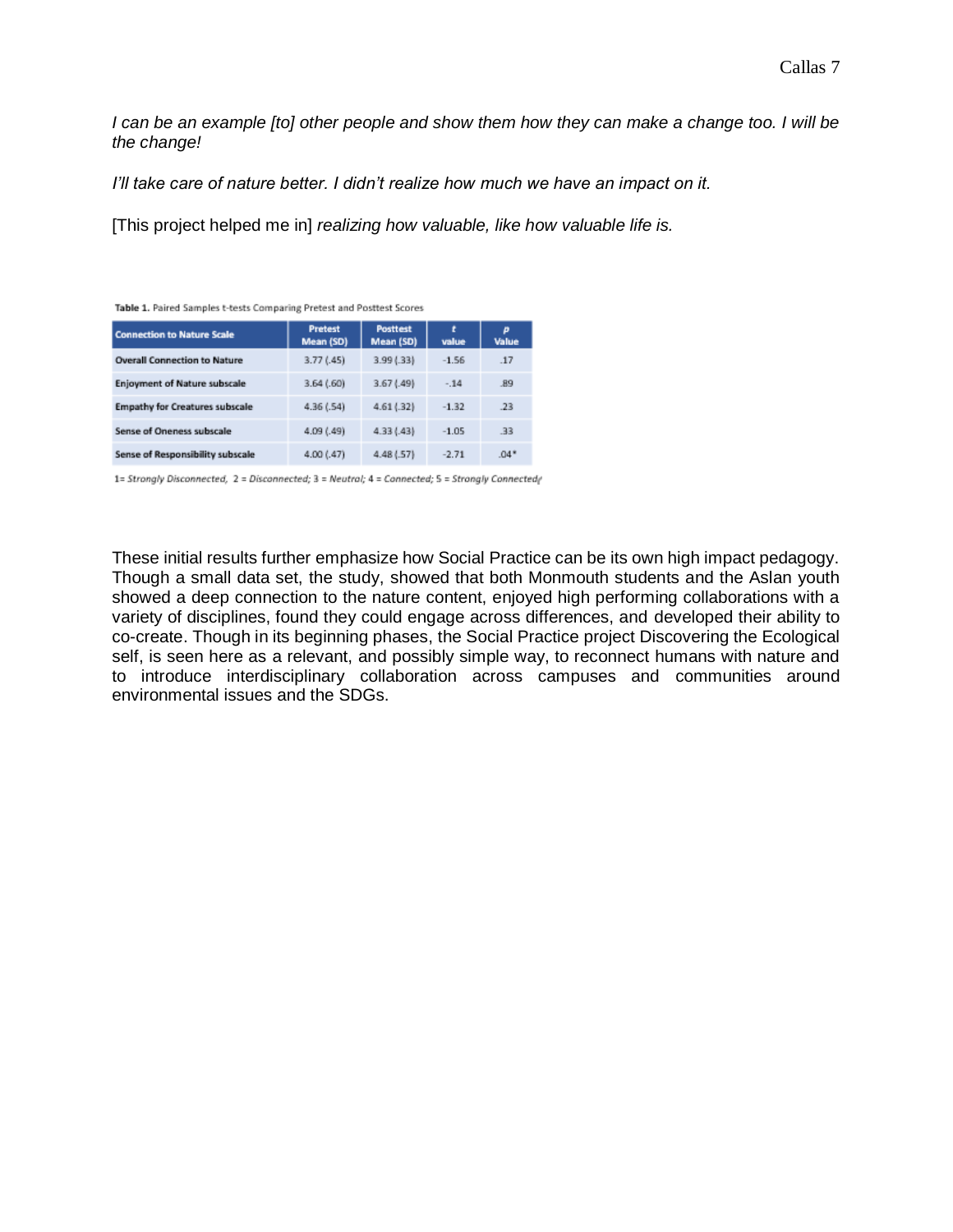*I can be an example [to] other people and show them how they can make a change too. I will be the change!*

*I'll take care of nature better. I didn't realize how much we have an impact on it.*

[This project helped me in] *realizing how valuable, like how valuable life is.*

**Table 1.** Paired Samples t-tests Comparing Pretest and Posttest Scores

| Connection to Nature Scale | Pretest Mean (SD) | Posttest Mean (SD) | $t$ value | $p$ Value |
|---|---|---|---|---|
| Overall Connection to Nature | 3.77 (.45) | 3.99 (.33) | -1.56 | .17 |
| Enjoyment of Nature subscale | 3.64 (.60) | 3.67 (.49) | -.14 | .89 |
| Empathy for Creatures subscale | 4.36 (.54) | 4.61 (.32) | -1.32 | .23 |
| Sense of Oneness subscale | 4.09 (.49) | 4.33 (.43) | -1.05 | .33 |
| Sense of Responsibility subscale | 4.00 (.47) | 4.48 (.57) | -2.71 | .04* |

1= *Strongly Disconnected*, 2 = *Disconnected*; 3 = *Neutral*; 4 = *Connected*; 5 = *Strongly Connected*

These initial results further emphasize how Social Practice can be its own high impact pedagogy. Though a small data set, the study, showed that both Monmouth students and the Aslan youth showed a deep connection to the nature content, enjoyed high performing collaborations with a variety of disciplines, found they could engage across differences, and developed their ability to co-create. Though in its beginning phases, the Social Practice project Discovering the Ecological self, is seen here as a relevant, and possibly simple way, to reconnect humans with nature and to introduce interdisciplinary collaboration across campuses and communities around environmental issues and the SDGs.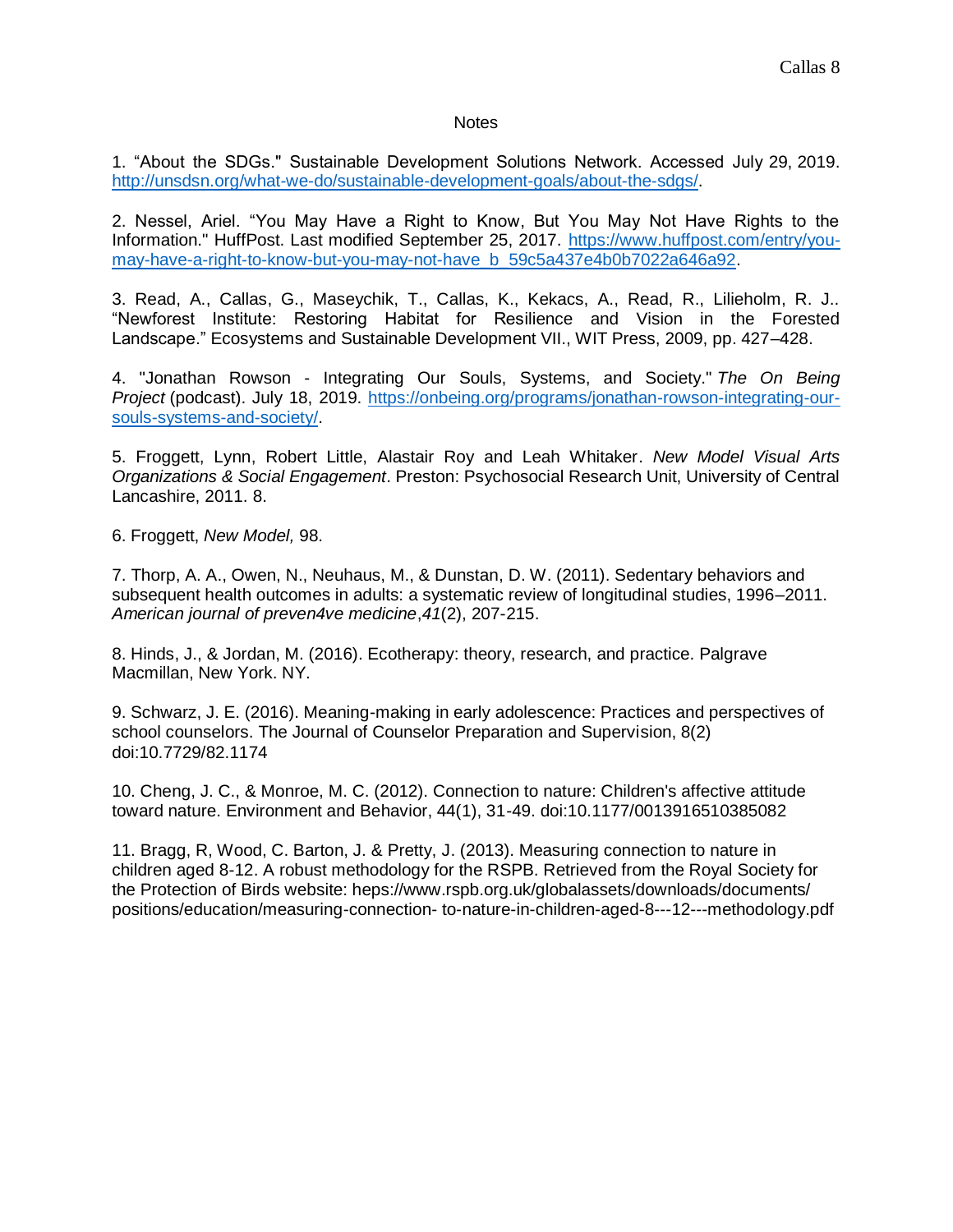## Notes

1. "About the SDGs." Sustainable Development Solutions Network. Accessed July 29, 2019. http://unsdsn.org/what-we-do/sustainable-development-goals/about-the-sdgs/.

2. Nessel, Ariel. "You May Have a Right to Know, But You May Not Have Rights to the Information." HuffPost. Last modified September 25, 2017. https://www.huffpost.com/entry/you-may-have-a-right-to-know-but-you-may-not-have_b_59c5a437e4b0b7022a646a92.

3. Read, A., Callas, G., Maseychik, T., Callas, K., Kekacs, A., Read, R., Lilieholm, R. J.. "Newforest Institute: Restoring Habitat for Resilience and Vision in the Forested Landscape." Ecosystems and Sustainable Development VII., WIT Press, 2009, pp. 427–428.

4. "Jonathan Rowson - Integrating Our Souls, Systems, and Society." *The On Being Project* (podcast). July 18, 2019. https://onbeing.org/programs/jonathan-rowson-integrating-our-souls-systems-and-society/.

5. Froggett, Lynn, Robert Little, Alastair Roy and Leah Whitaker. *New Model Visual Arts Organizations & Social Engagement*. Preston: Psychosocial Research Unit, University of Central Lancashire, 2011. 8.

6. Froggett, *New Model,* 98.

7. Thorp, A. A., Owen, N., Neuhaus, M., & Dunstan, D. W. (2011). Sedentary behaviors and subsequent health outcomes in adults: a systematic review of longitudinal studies, 1996–2011. *American journal of preven4ve medicine*,*41*(2), 207-215.

8. Hinds, J., & Jordan, M. (2016). Ecotherapy: theory, research, and practice. Palgrave Macmillan, New York. NY.

9. Schwarz, J. E. (2016). Meaning-making in early adolescence: Practices and perspectives of school counselors. The Journal of Counselor Preparation and Supervision, 8(2) doi:10.7729/82.1174

10. Cheng, J. C., & Monroe, M. C. (2012). Connection to nature: Children's affective attitude toward nature. Environment and Behavior, 44(1), 31-49. doi:10.1177/0013916510385082

11. Bragg, R, Wood, C. Barton, J. & Pretty, J. (2013). Measuring connection to nature in children aged 8-12. A robust methodology for the RSPB. Retrieved from the Royal Society for the Protection of Birds website: heps://www.rspb.org.uk/globalassets/downloads/documents/positions/education/measuring-connection- to-nature-in-children-aged-8---12---methodology.pdf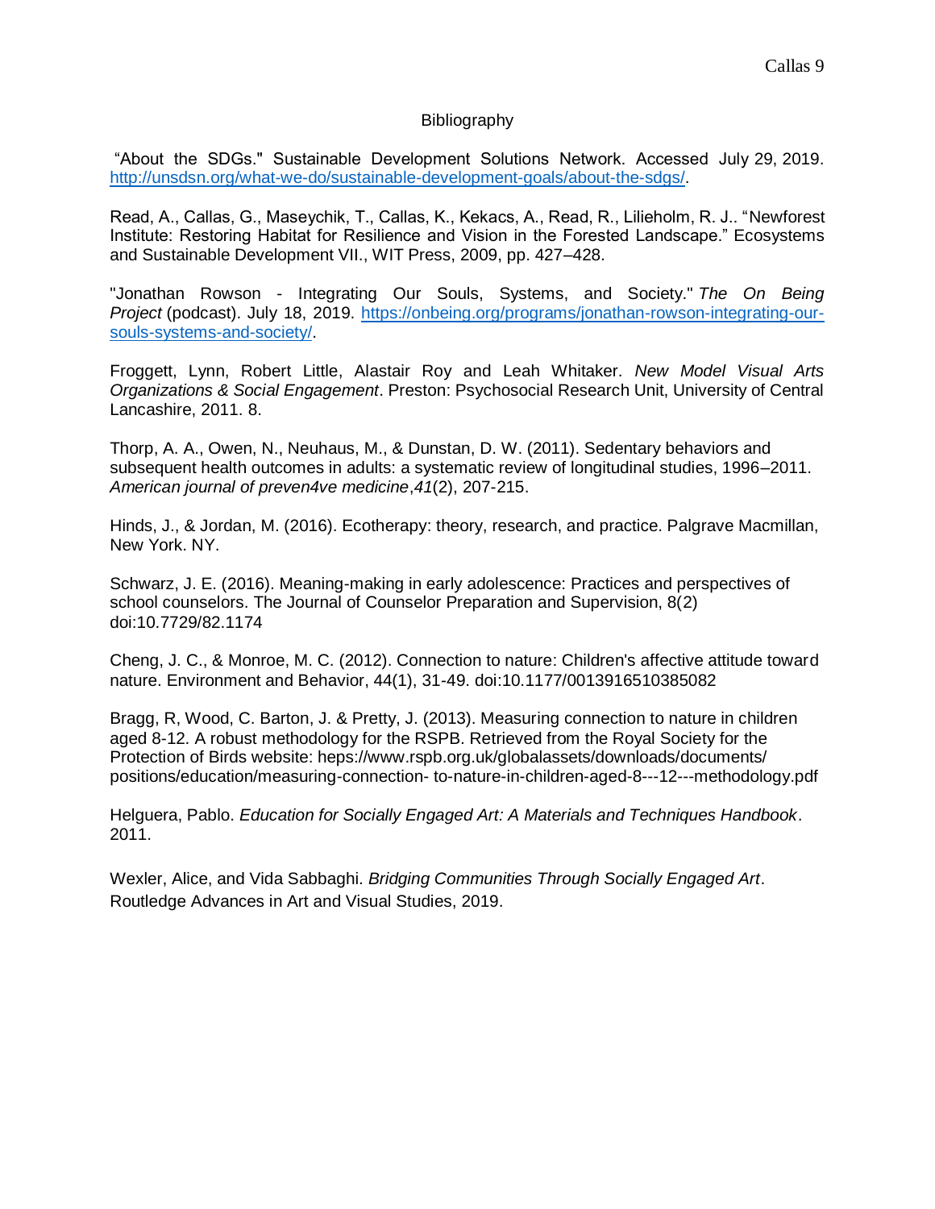Bibliography

"About the SDGs." Sustainable Development Solutions Network. Accessed July 29, 2019. http://unsdsn.org/what-we-do/sustainable-development-goals/about-the-sdgs/.

Read, A., Callas, G., Maseychik, T., Callas, K., Kekacs, A., Read, R., Lilieholm, R. J.. "Newforest Institute: Restoring Habitat for Resilience and Vision in the Forested Landscape." Ecosystems and Sustainable Development VII., WIT Press, 2009, pp. 427–428.

"Jonathan Rowson - Integrating Our Souls, Systems, and Society." *The On Being Project* (podcast). July 18, 2019. https://onbeing.org/programs/jonathan-rowson-integrating-our-souls-systems-and-society/.

Froggett, Lynn, Robert Little, Alastair Roy and Leah Whitaker. *New Model Visual Arts Organizations & Social Engagement*. Preston: Psychosocial Research Unit, University of Central Lancashire, 2011. 8.

Thorp, A. A., Owen, N., Neuhaus, M., & Dunstan, D. W. (2011). Sedentary behaviors and subsequent health outcomes in adults: a systematic review of longitudinal studies, 1996–2011. *American journal of preven4ve medicine*,*41*(2), 207-215.

Hinds, J., & Jordan, M. (2016). Ecotherapy: theory, research, and practice. Palgrave Macmillan, New York. NY.

Schwarz, J. E. (2016). Meaning-making in early adolescence: Practices and perspectives of school counselors. The Journal of Counselor Preparation and Supervision, 8(2) doi:10.7729/82.1174

Cheng, J. C., & Monroe, M. C. (2012). Connection to nature: Children's affective attitude toward nature. Environment and Behavior, 44(1), 31-49. doi:10.1177/0013916510385082

Bragg, R, Wood, C. Barton, J. & Pretty, J. (2013). Measuring connection to nature in children aged 8-12. A robust methodology for the RSPB. Retrieved from the Royal Society for the Protection of Birds website: heps://www.rspb.org.uk/globalassets/downloads/documents/ positions/education/measuring-connection- to-nature-in-children-aged-8---12---methodology.pdf

Helguera, Pablo. *Education for Socially Engaged Art: A Materials and Techniques Handbook*. 2011.

Wexler, Alice, and Vida Sabbaghi. *Bridging Communities Through Socially Engaged Art*. Routledge Advances in Art and Visual Studies, 2019.